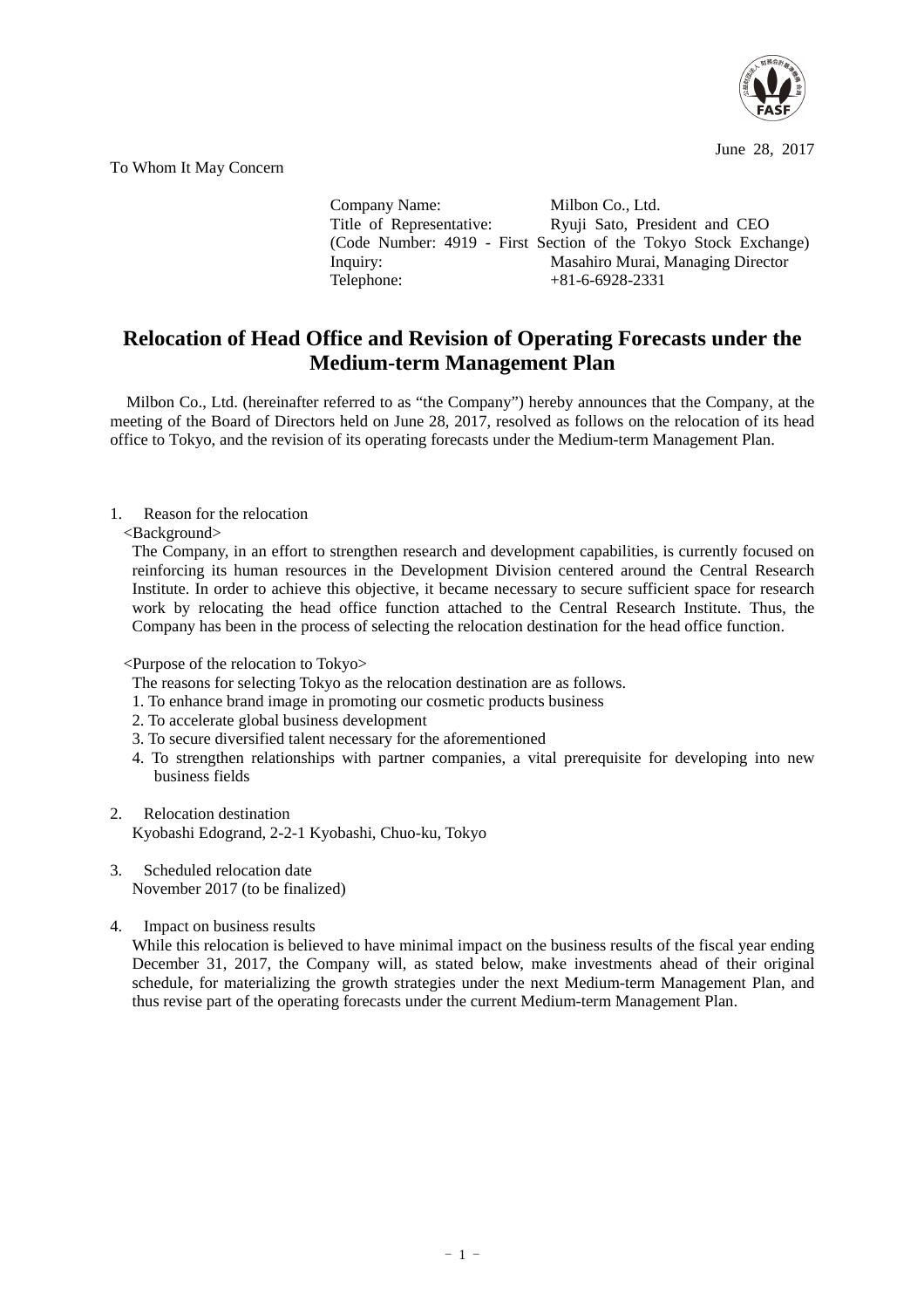June 28, 2017

To Whom It May Concern

Company Name: Milbon Co., Ltd.
Title of Representative: Ryuji Sato, President and CEO
(Code Number: 4919 - First Section of the Tokyo Stock Exchange)
Inquiry: Masahiro Murai, Managing Director
Telephone: +81-6-6928-2331

# Relocation of Head Office and Revision of Operating Forecasts under the Medium-term Management Plan

Milbon Co., Ltd. (hereinafter referred to as "the Company") hereby announces that the Company, at the meeting of the Board of Directors held on June 28, 2017, resolved as follows on the relocation of its head office to Tokyo, and the revision of its operating forecasts under the Medium-term Management Plan.

1. Reason for the relocation

<Background>

The Company, in an effort to strengthen research and development capabilities, is currently focused on reinforcing its human resources in the Development Division centered around the Central Research Institute. In order to achieve this objective, it became necessary to secure sufficient space for research work by relocating the head office function attached to the Central Research Institute. Thus, the Company has been in the process of selecting the relocation destination for the head office function.

<Purpose of the relocation to Tokyo>

The reasons for selecting Tokyo as the relocation destination are as follows.

1. To enhance brand image in promoting our cosmetic products business
2. To accelerate global business development
3. To secure diversified talent necessary for the aforementioned
4. To strengthen relationships with partner companies, a vital prerequisite for developing into new business fields

2. Relocation destination

Kyobashi Edogrand, 2-2-1 Kyobashi, Chuo-ku, Tokyo

3. Scheduled relocation date

November 2017 (to be finalized)

4. Impact on business results

While this relocation is believed to have minimal impact on the business results of the fiscal year ending December 31, 2017, the Company will, as stated below, make investments ahead of their original schedule, for materializing the growth strategies under the next Medium-term Management Plan, and thus revise part of the operating forecasts under the current Medium-term Management Plan.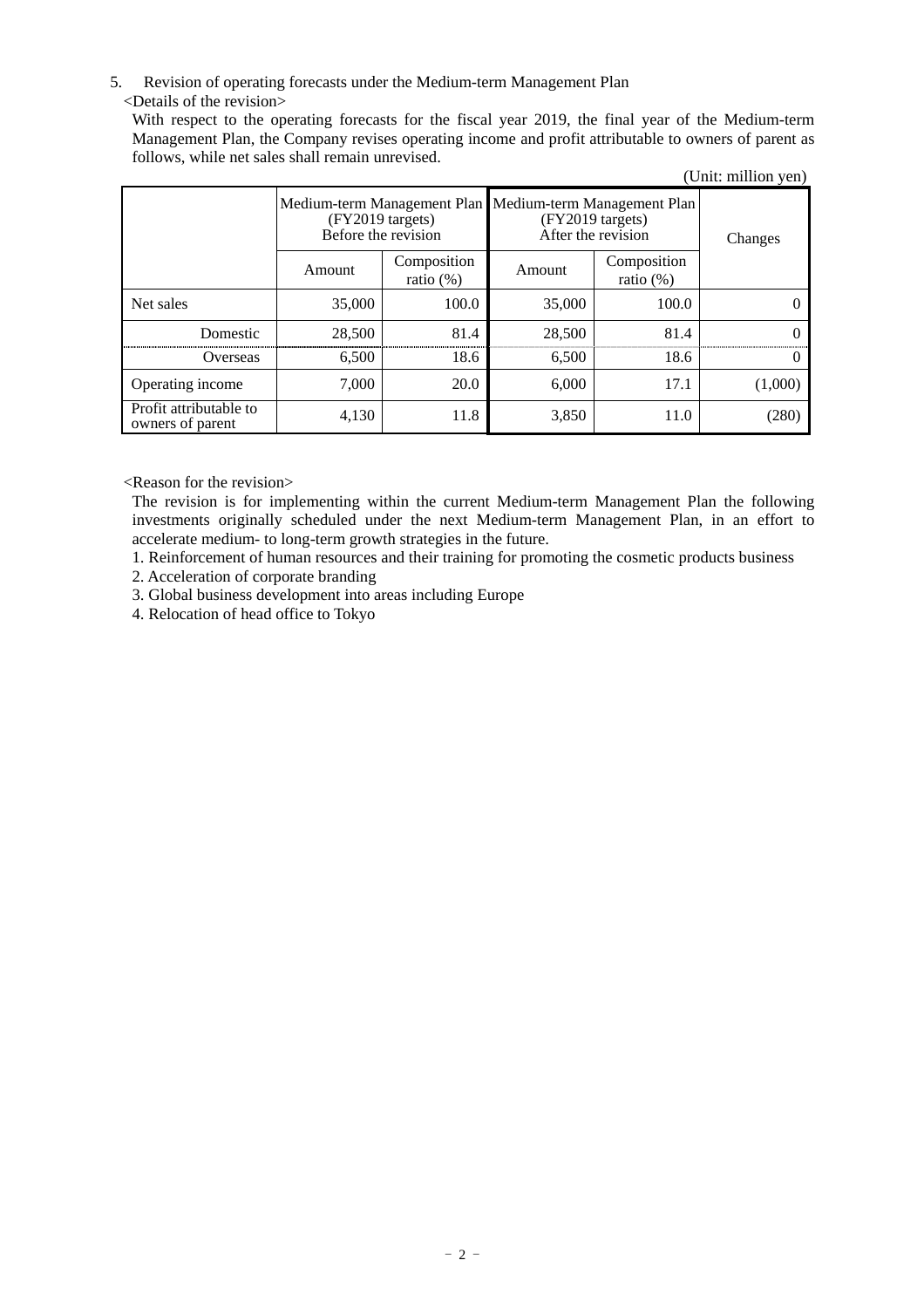5. Revision of operating forecasts under the Medium-term Management Plan

<Details of the revision>

With respect to the operating forecasts for the fiscal year 2019, the final year of the Medium-term Management Plan, the Company revises operating income and profit attributable to owners of parent as follows, while net sales shall remain unrevised.

(Unit: million yen)

| | Medium-term Management Plan (FY2019 targets) Before the revision | | Medium-term Management Plan (FY2019 targets) After the revision | | Changes |
|---|---|---|---|---|---|
| | Amount | Composition ratio (%) | Amount | Composition ratio (%) | |
| Net sales | 35,000 | 100.0 | 35,000 | 100.0 | 0 |
| Domestic | 28,500 | 81.4 | 28,500 | 81.4 | 0 |
| Overseas | 6,500 | 18.6 | 6,500 | 18.6 | 0 |
| Operating income | 7,000 | 20.0 | 6,000 | 17.1 | (1,000) |
| Profit attributable to owners of parent | 4,130 | 11.8 | 3,850 | 11.0 | (280) |

<Reason for the revision>

The revision is for implementing within the current Medium-term Management Plan the following investments originally scheduled under the next Medium-term Management Plan, in an effort to accelerate medium- to long-term growth strategies in the future.

1. Reinforcement of human resources and their training for promoting the cosmetic products business
2. Acceleration of corporate branding
3. Global business development into areas including Europe
4. Relocation of head office to Tokyo